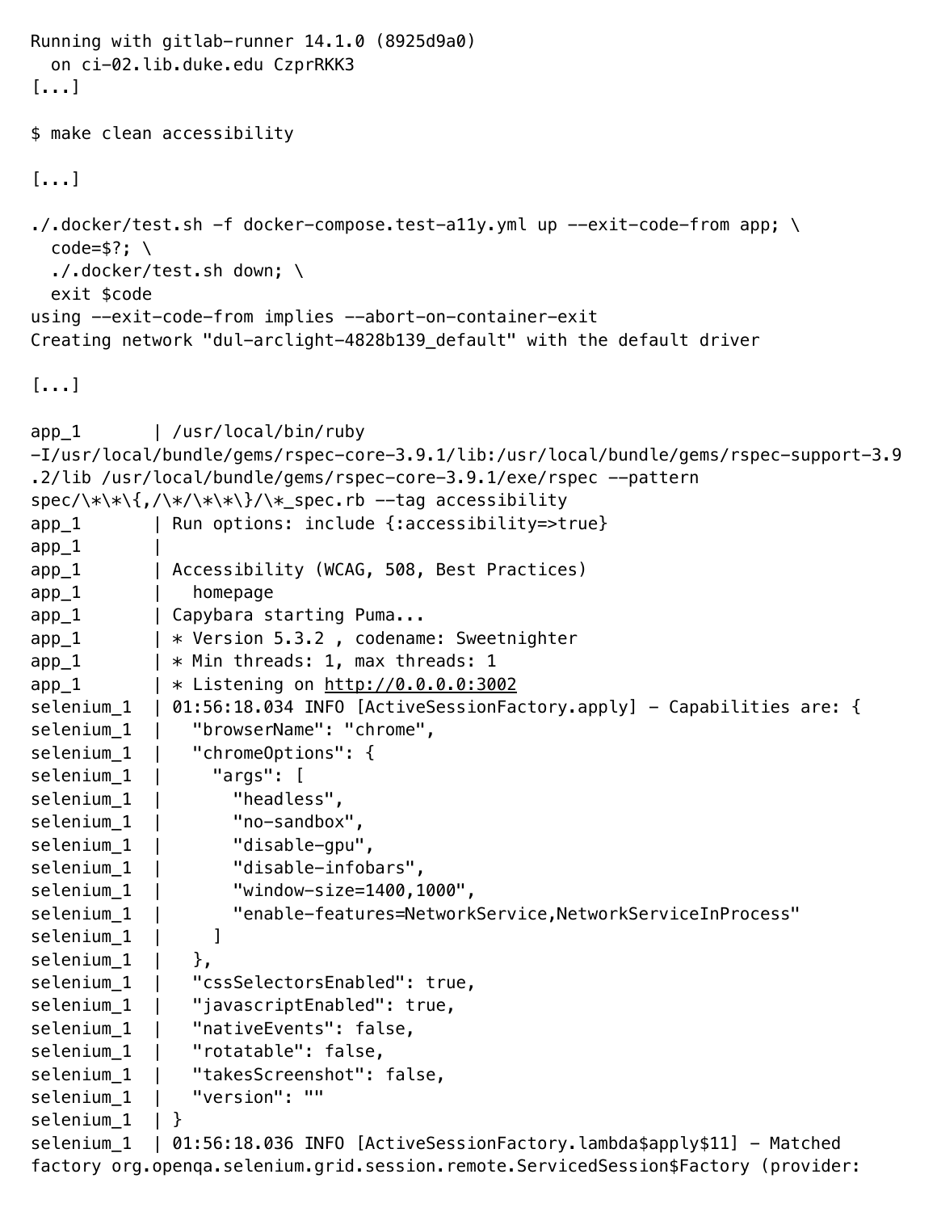```
Running with gitlab-runner 14.1.0 (8925d9a0)
  on ci-02.lib.duke.edu CzprRKK3
[...]

$ make clean accessibility

[...]

./.docker/test.sh -f docker-compose.test-a11y.yml up --exit-code-from app; \
  code=$?; \
  ./.docker/test.sh down; \
  exit $code
using --exit-code-from implies --abort-on-container-exit
Creating network "dul-arclight-4828b139_default" with the default driver

[...]

app_1       | /usr/local/bin/ruby
-I/usr/local/bundle/gems/rspec-core-3.9.1/lib:/usr/local/bundle/gems/rspec-support-3.9
.2/lib /usr/local/bundle/gems/rspec-core-3.9.1/exe/rspec --pattern
spec/\*\*\{,/\*/\*\*\}/\*_spec.rb --tag accessibility
app_1       | Run options: include {:accessibility=>true}
app_1       |
app_1       | Accessibility (WCAG, 508, Best Practices)
app_1       |   homepage
app_1       | Capybara starting Puma...
app_1       | * Version 5.3.2 , codename: Sweetnighter
app_1       | * Min threads: 1, max threads: 1
app_1       | * Listening on http://0.0.0.0:3002
selenium_1  | 01:56:18.034 INFO [ActiveSessionFactory.apply] - Capabilities are: {
selenium_1  |   "browserName": "chrome",
selenium_1  |   "chromeOptions": {
selenium_1  |     "args": [
selenium_1  |       "headless",
selenium_1  |       "no-sandbox",
selenium_1  |       "disable-gpu",
selenium_1  |       "disable-infobars",
selenium_1  |       "window-size=1400,1000",
selenium_1  |       "enable-features=NetworkService,NetworkServiceInProcess"
selenium_1  |     ]
selenium_1  |   },
selenium_1  |   "cssSelectorsEnabled": true,
selenium_1  |   "javascriptEnabled": true,
selenium_1  |   "nativeEvents": false,
selenium_1  |   "rotatable": false,
selenium_1  |   "takesScreenshot": false,
selenium_1  |   "version": ""
selenium_1  | }
selenium_1  | 01:56:18.036 INFO [ActiveSessionFactory.lambda$apply$11] - Matched
factory org.openqa.selenium.grid.session.remote.ServicedSession$Factory (provider:
```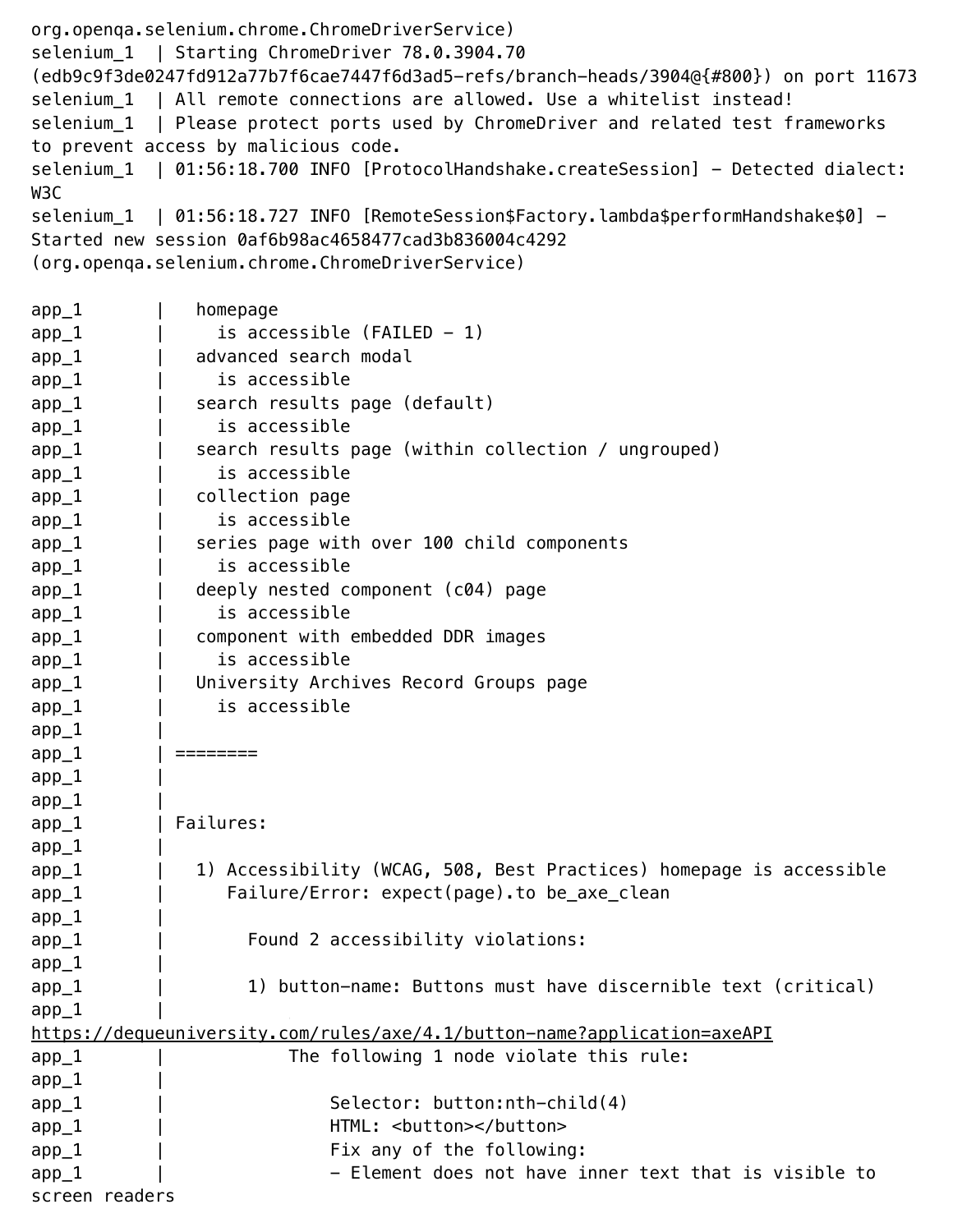```
org.openqa.selenium.chrome.ChromeDriverService)
selenium_1  | Starting ChromeDriver 78.0.3904.70
(edb9c9f3de0247fd912a77b7f6cae7447f6d3ad5-refs/branch-heads/3904@{#800}) on port 11673
selenium_1  | All remote connections are allowed. Use a whitelist instead!
selenium_1  | Please protect ports used by ChromeDriver and related test frameworks
to prevent access by malicious code.
selenium_1  | 01:56:18.700 INFO [ProtocolHandshake.createSession] - Detected dialect:
W3C
selenium_1  | 01:56:18.727 INFO [RemoteSession$Factory.lambda$performHandshake$0] -
Started new session 0af6b98ac4658477cad3b836004c4292
(org.openqa.selenium.chrome.ChromeDriverService)

app_1       |   homepage
app_1       |     is accessible (FAILED - 1)
app_1       |   advanced search modal
app_1       |     is accessible
app_1       |   search results page (default)
app_1       |     is accessible
app_1       |   search results page (within collection / ungrouped)
app_1       |     is accessible
app_1       |   collection page
app_1       |     is accessible
app_1       |   series page with over 100 child components
app_1       |     is accessible
app_1       |   deeply nested component (c04) page
app_1       |     is accessible
app_1       |   component with embedded DDR images
app_1       |     is accessible
app_1       |   University Archives Record Groups page
app_1       |     is accessible
app_1       |
app_1       | ========
app_1       |
app_1       |
app_1       | Failures:
app_1       |
app_1       |   1) Accessibility (WCAG, 508, Best Practices) homepage is accessible
app_1       |      Failure/Error: expect(page).to be_axe_clean
app_1       |
app_1       |        Found 2 accessibility violations:
app_1       |
app_1       |        1) button-name: Buttons must have discernible text (critical)
app_1       |
https://dequeuniversity.com/rules/axe/4.1/button-name?application=axeAPI
app_1       |            The following 1 node violate this rule:
app_1       |
app_1       |                Selector: button:nth-child(4)
app_1       |                HTML: <button></button>
app_1       |                Fix any of the following:
app_1       |                - Element does not have inner text that is visible to
screen readers
```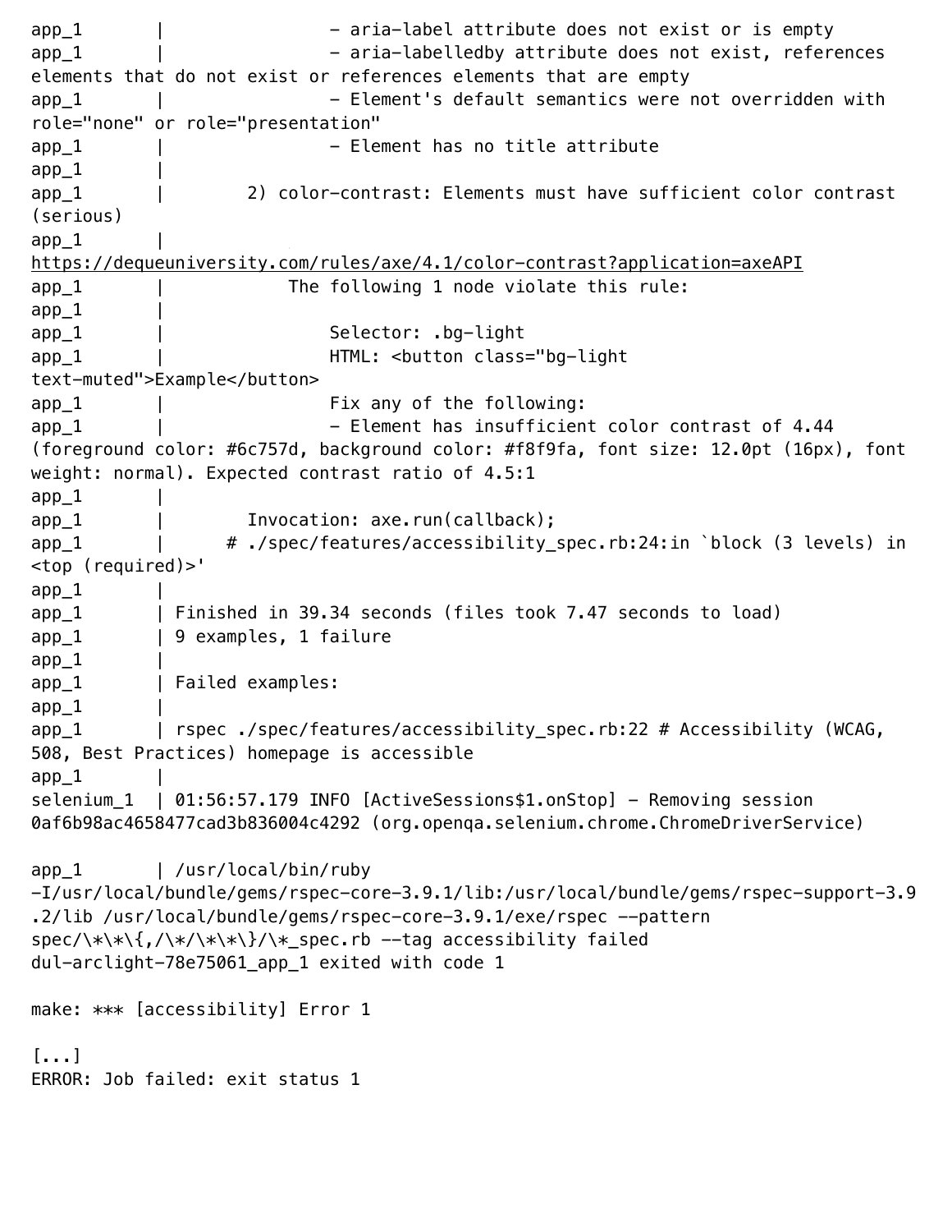```
app_1       |                   - aria-label attribute does not exist or is empty
app_1       |                   - aria-labelledby attribute does not exist, references
elements that do not exist or references elements that are empty
app_1       |                   - Element's default semantics were not overridden with
role="none" or role="presentation"
app_1       |                   - Element has no title attribute
app_1       |
app_1       |        2) color-contrast: Elements must have sufficient color contrast
(serious)
app_1       |
https://dequeuniversity.com/rules/axe/4.1/color-contrast?application=axeAPI
app_1       |             The following 1 node violate this rule:
app_1       |
app_1       |                   Selector: .bg-light
app_1       |                   HTML: <button class="bg-light
text-muted">Example</button>
app_1       |                   Fix any of the following:
app_1       |                   - Element has insufficient color contrast of 4.44
(foreground color: #6c757d, background color: #f8f9fa, font size: 12.0pt (16px), font
weight: normal). Expected contrast ratio of 4.5:1
app_1       |
app_1       |        Invocation: axe.run(callback);
app_1       |      # ./spec/features/accessibility_spec.rb:24:in `block (3 levels) in
<top (required)>'
app_1       |
app_1       | Finished in 39.34 seconds (files took 7.47 seconds to load)
app_1       | 9 examples, 1 failure
app_1       |
app_1       | Failed examples:
app_1       |
app_1       | rspec ./spec/features/accessibility_spec.rb:22 # Accessibility (WCAG,
508, Best Practices) homepage is accessible
app_1       |
selenium_1  | 01:56:57.179 INFO [ActiveSessions$1.onStop] - Removing session
0af6b98ac4658477cad3b836004c4292 (org.openqa.selenium.chrome.ChromeDriverService)

app_1       | /usr/local/bin/ruby
-I/usr/local/bundle/gems/rspec-core-3.9.1/lib:/usr/local/bundle/gems/rspec-support-3.9
.2/lib /usr/local/bundle/gems/rspec-core-3.9.1/exe/rspec --pattern
spec/\*\*\{,/\*/\*\*\}/\*_spec.rb --tag accessibility failed
dul-arclight-78e75061_app_1 exited with code 1

make: *** [accessibility] Error 1

[...]
ERROR: Job failed: exit status 1
```